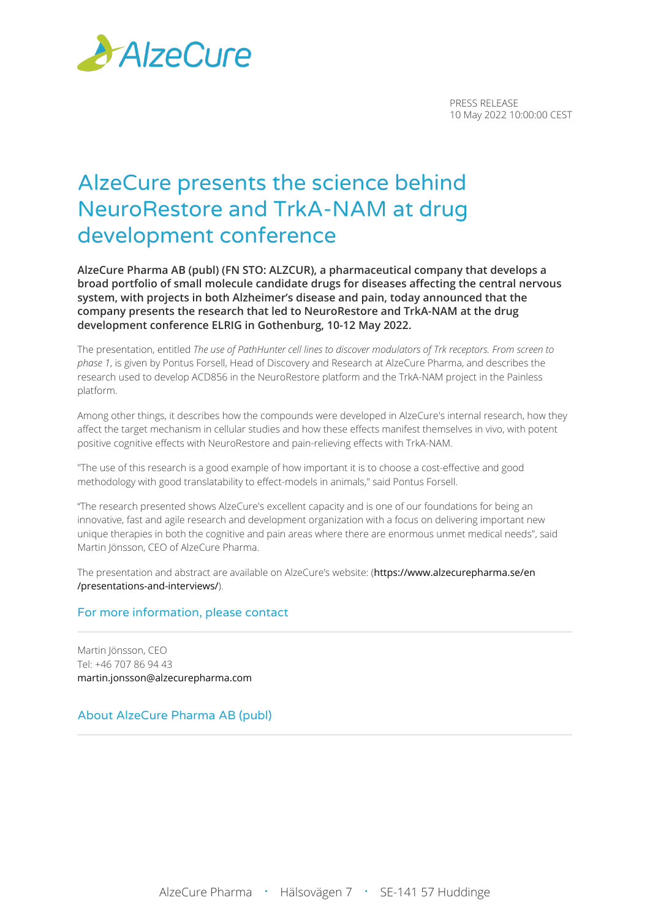PRESS RELEASE
10 May 2022 10:00:00 CEST

# AlzeCure presents the science behind NeuroRestore and TrkA-NAM at drug development conference

**AlzeCure Pharma AB (publ) (FN STO: ALZCUR), a pharmaceutical company that develops a broad portfolio of small molecule candidate drugs for diseases affecting the central nervous system, with projects in both Alzheimer's disease and pain, today announced that the company presents the research that led to NeuroRestore and TrkA-NAM at the drug development conference ELRIG in Gothenburg, 10-12 May 2022.**

The presentation, entitled *The use of PathHunter cell lines to discover modulators of Trk receptors. From screen to phase 1*, is given by Pontus Forsell, Head of Discovery and Research at AlzeCure Pharma, and describes the research used to develop ACD856 in the NeuroRestore platform and the TrkA-NAM project in the Painless platform.

Among other things, it describes how the compounds were developed in AlzeCure's internal research, how they affect the target mechanism in cellular studies and how these effects manifest themselves in vivo, with potent positive cognitive effects with NeuroRestore and pain-relieving effects with TrkA-NAM.

"The use of this research is a good example of how important it is to choose a cost-effective and good methodology with good translatability to effect-models in animals," said Pontus Forsell.

"The research presented shows AlzeCure's excellent capacity and is one of our foundations for being an innovative, fast and agile research and development organization with a focus on delivering important new unique therapies in both the cognitive and pain areas where there are enormous unmet medical needs", said Martin Jönsson, CEO of AlzeCure Pharma.

The presentation and abstract are available on AlzeCure's website: (https://www.alzecurepharma.se/en/presentations-and-interviews/).

## For more information, please contact

Martin Jönsson, CEO
Tel: +46 707 86 94 43
martin.jonsson@alzecurepharma.com

## About AlzeCure Pharma AB (publ)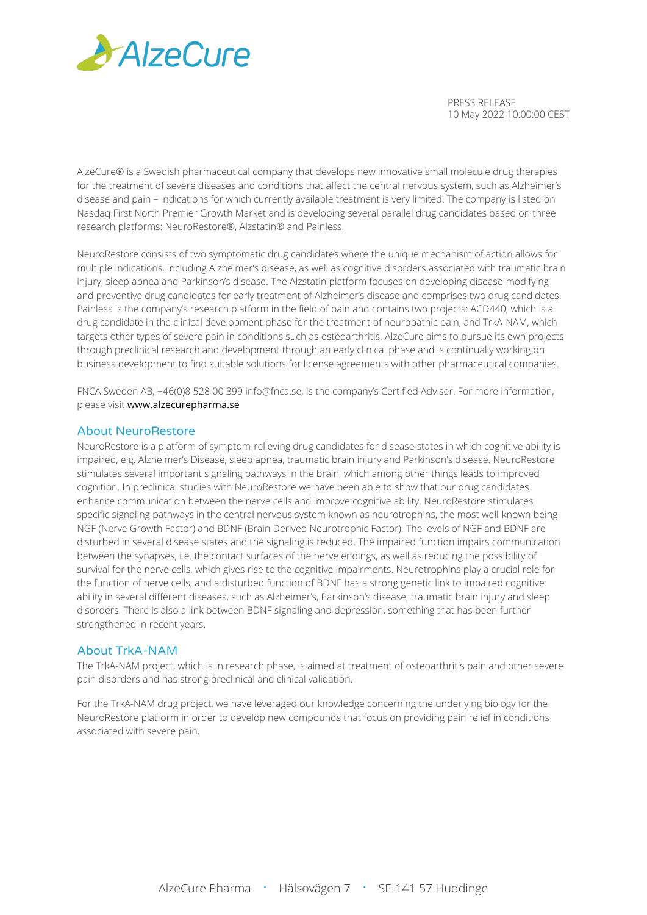AlzeCure® is a Swedish pharmaceutical company that develops new innovative small molecule drug therapies for the treatment of severe diseases and conditions that affect the central nervous system, such as Alzheimer's disease and pain – indications for which currently available treatment is very limited. The company is listed on Nasdaq First North Premier Growth Market and is developing several parallel drug candidates based on three research platforms: NeuroRestore®, Alzstatin® and Painless.

NeuroRestore consists of two symptomatic drug candidates where the unique mechanism of action allows for multiple indications, including Alzheimer's disease, as well as cognitive disorders associated with traumatic brain injury, sleep apnea and Parkinson's disease. The Alzstatin platform focuses on developing disease-modifying and preventive drug candidates for early treatment of Alzheimer's disease and comprises two drug candidates. Painless is the company's research platform in the field of pain and contains two projects: ACD440, which is a drug candidate in the clinical development phase for the treatment of neuropathic pain, and TrkA-NAM, which targets other types of severe pain in conditions such as osteoarthritis. AlzeCure aims to pursue its own projects through preclinical research and development through an early clinical phase and is continually working on business development to find suitable solutions for license agreements with other pharmaceutical companies.

FNCA Sweden AB, +46(0)8 528 00 399 info@fnca.se, is the company's Certified Adviser. For more information, please visit www.alzecurepharma.se

## About NeuroRestore

NeuroRestore is a platform of symptom-relieving drug candidates for disease states in which cognitive ability is impaired, e.g. Alzheimer's Disease, sleep apnea, traumatic brain injury and Parkinson's disease. NeuroRestore stimulates several important signaling pathways in the brain, which among other things leads to improved cognition. In preclinical studies with NeuroRestore we have been able to show that our drug candidates enhance communication between the nerve cells and improve cognitive ability. NeuroRestore stimulates specific signaling pathways in the central nervous system known as neurotrophins, the most well-known being NGF (Nerve Growth Factor) and BDNF (Brain Derived Neurotrophic Factor). The levels of NGF and BDNF are disturbed in several disease states and the signaling is reduced. The impaired function impairs communication between the synapses, i.e. the contact surfaces of the nerve endings, as well as reducing the possibility of survival for the nerve cells, which gives rise to the cognitive impairments. Neurotrophins play a crucial role for the function of nerve cells, and a disturbed function of BDNF has a strong genetic link to impaired cognitive ability in several different diseases, such as Alzheimer's, Parkinson's disease, traumatic brain injury and sleep disorders. There is also a link between BDNF signaling and depression, something that has been further strengthened in recent years.

## About TrkA-NAM

The TrkA-NAM project, which is in research phase, is aimed at treatment of osteoarthritis pain and other severe pain disorders and has strong preclinical and clinical validation.

For the TrkA-NAM drug project, we have leveraged our knowledge concerning the underlying biology for the NeuroRestore platform in order to develop new compounds that focus on providing pain relief in conditions associated with severe pain.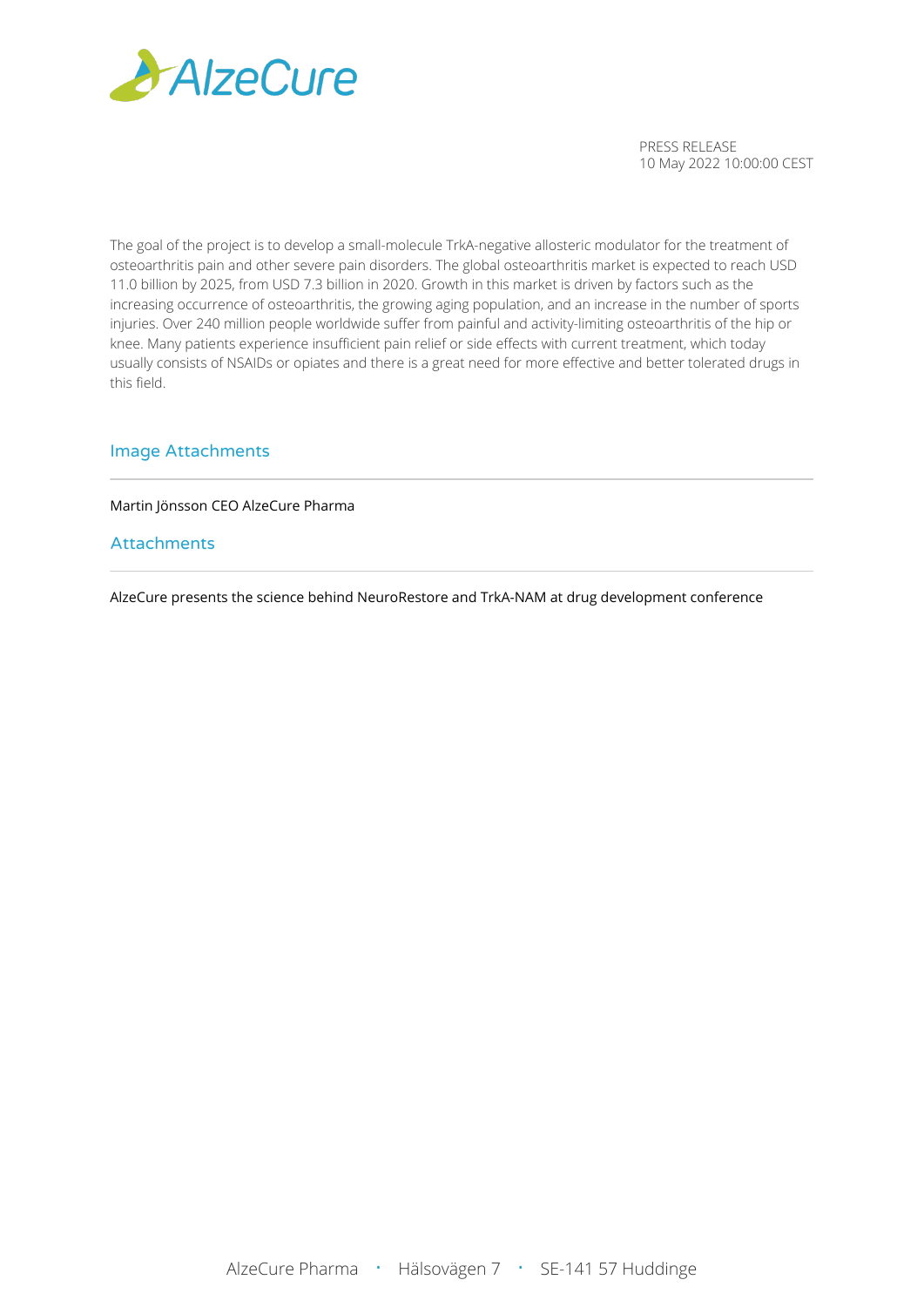The goal of the project is to develop a small-molecule TrkA-negative allosteric modulator for the treatment of osteoarthritis pain and other severe pain disorders. The global osteoarthritis market is expected to reach USD 11.0 billion by 2025, from USD 7.3 billion in 2020. Growth in this market is driven by factors such as the increasing occurrence of osteoarthritis, the growing aging population, and an increase in the number of sports injuries. Over 240 million people worldwide suffer from painful and activity-limiting osteoarthritis of the hip or knee. Many patients experience insufficient pain relief or side effects with current treatment, which today usually consists of NSAIDs or opiates and there is a great need for more effective and better tolerated drugs in this field.

## Image Attachments

Martin Jönsson CEO AlzeCure Pharma

## Attachments

AlzeCure presents the science behind NeuroRestore and TrkA-NAM at drug development conference